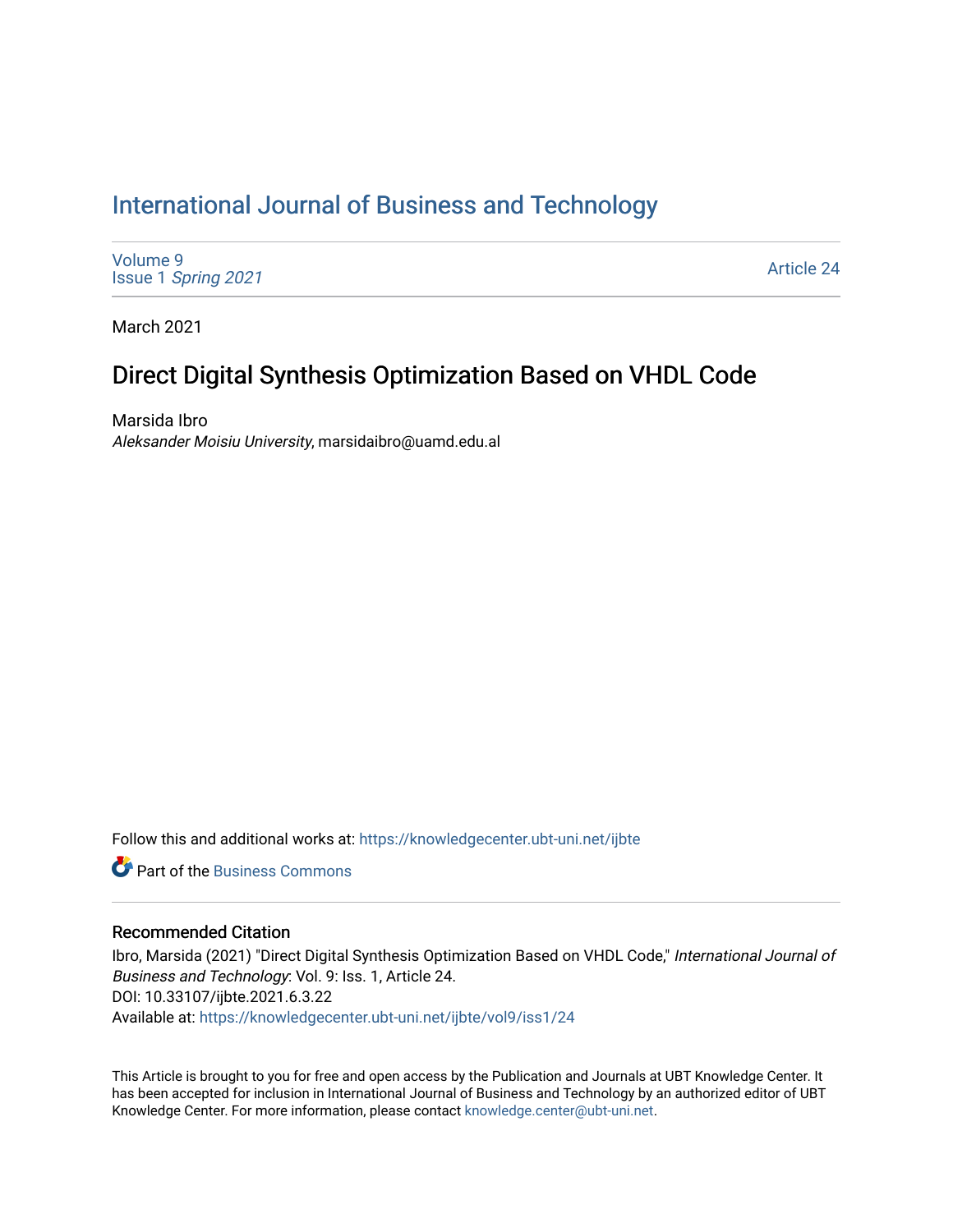# International Journal of Business and Technology

Volume 9
Issue 1 *Spring 2021*

Article 24

March 2021

## Direct Digital Synthesis Optimization Based on VHDL Code

Marsida Ibro
*Aleksander Moisiu University*, marsidaibro@uamd.edu.al

Follow this and additional works at: https://knowledgecenter.ubt-uni.net/ijbte

Part of the Business Commons

### Recommended Citation

Ibro, Marsida (2021) "Direct Digital Synthesis Optimization Based on VHDL Code," *International Journal of Business and Technology*: Vol. 9: Iss. 1, Article 24.
DOI: 10.33107/ijbte.2021.6.3.22
Available at: https://knowledgecenter.ubt-uni.net/ijbte/vol9/iss1/24

This Article is brought to you for free and open access by the Publication and Journals at UBT Knowledge Center. It has been accepted for inclusion in International Journal of Business and Technology by an authorized editor of UBT Knowledge Center. For more information, please contact knowledge.center@ubt-uni.net.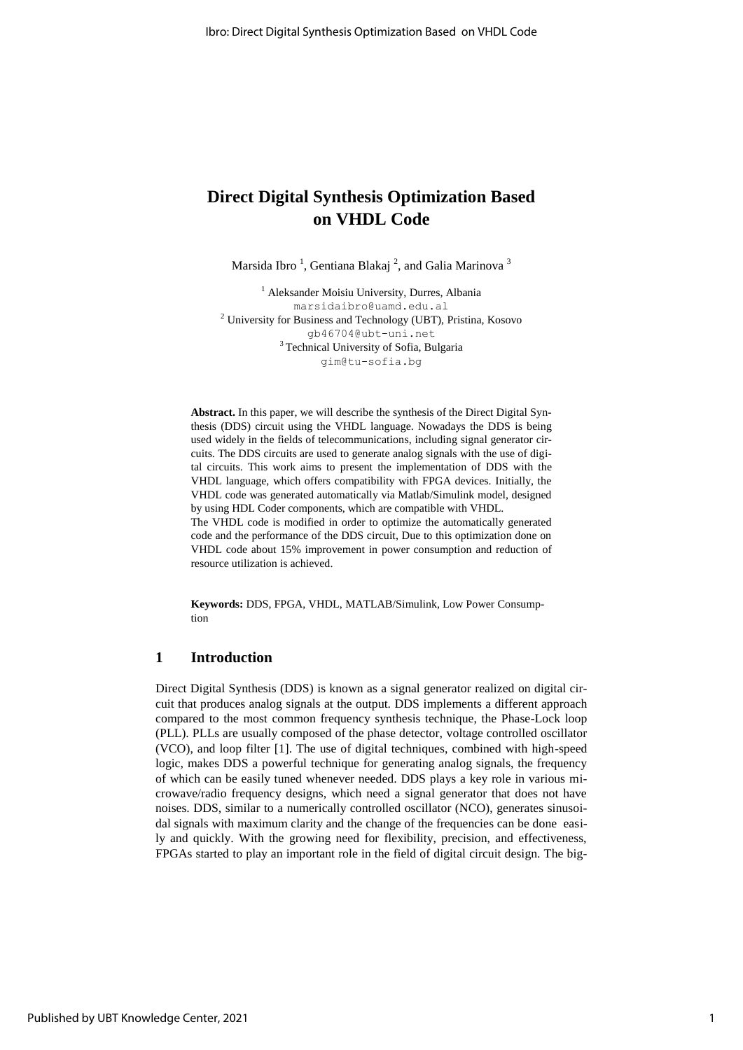# Direct Digital Synthesis Optimization Based on VHDL Code

Marsida Ibro [1], Gentiana Blakaj [2], and Galia Marinova [3]

[1] Aleksander Moisiu University, Durres, Albania
marsidaibro@uamd.edu.al
[2] University for Business and Technology (UBT), Pristina, Kosovo
gb46704@ubt-uni.net
[3] Technical University of Sofia, Bulgaria
gim@tu-sofia.bg

**Abstract.** In this paper, we will describe the synthesis of the Direct Digital Synthesis (DDS) circuit using the VHDL language. Nowadays the DDS is being used widely in the fields of telecommunications, including signal generator circuits. The DDS circuits are used to generate analog signals with the use of digital circuits. This work aims to present the implementation of DDS with the VHDL language, which offers compatibility with FPGA devices. Initially, the VHDL code was generated automatically via Matlab/Simulink model, designed by using HDL Coder components, which are compatible with VHDL.
The VHDL code is modified in order to optimize the automatically generated code and the performance of the DDS circuit, Due to this optimization done on VHDL code about 15% improvement in power consumption and reduction of resource utilization is achieved.

**Keywords:** DDS, FPGA, VHDL, MATLAB/Simulink, Low Power Consumption

## 1 Introduction

Direct Digital Synthesis (DDS) is known as a signal generator realized on digital circuit that produces analog signals at the output. DDS implements a different approach compared to the most common frequency synthesis technique, the Phase-Lock loop (PLL). PLLs are usually composed of the phase detector, voltage controlled oscillator (VCO), and loop filter [1]. The use of digital techniques, combined with high-speed logic, makes DDS a powerful technique for generating analog signals, the frequency of which can be easily tuned whenever needed. DDS plays a key role in various microwave/radio frequency designs, which need a signal generator that does not have noises. DDS, similar to a numerically controlled oscillator (NCO), generates sinusoidal signals with maximum clarity and the change of the frequencies can be done easily and quickly. With the growing need for flexibility, precision, and effectiveness, FPGAs started to play an important role in the field of digital circuit design. The big-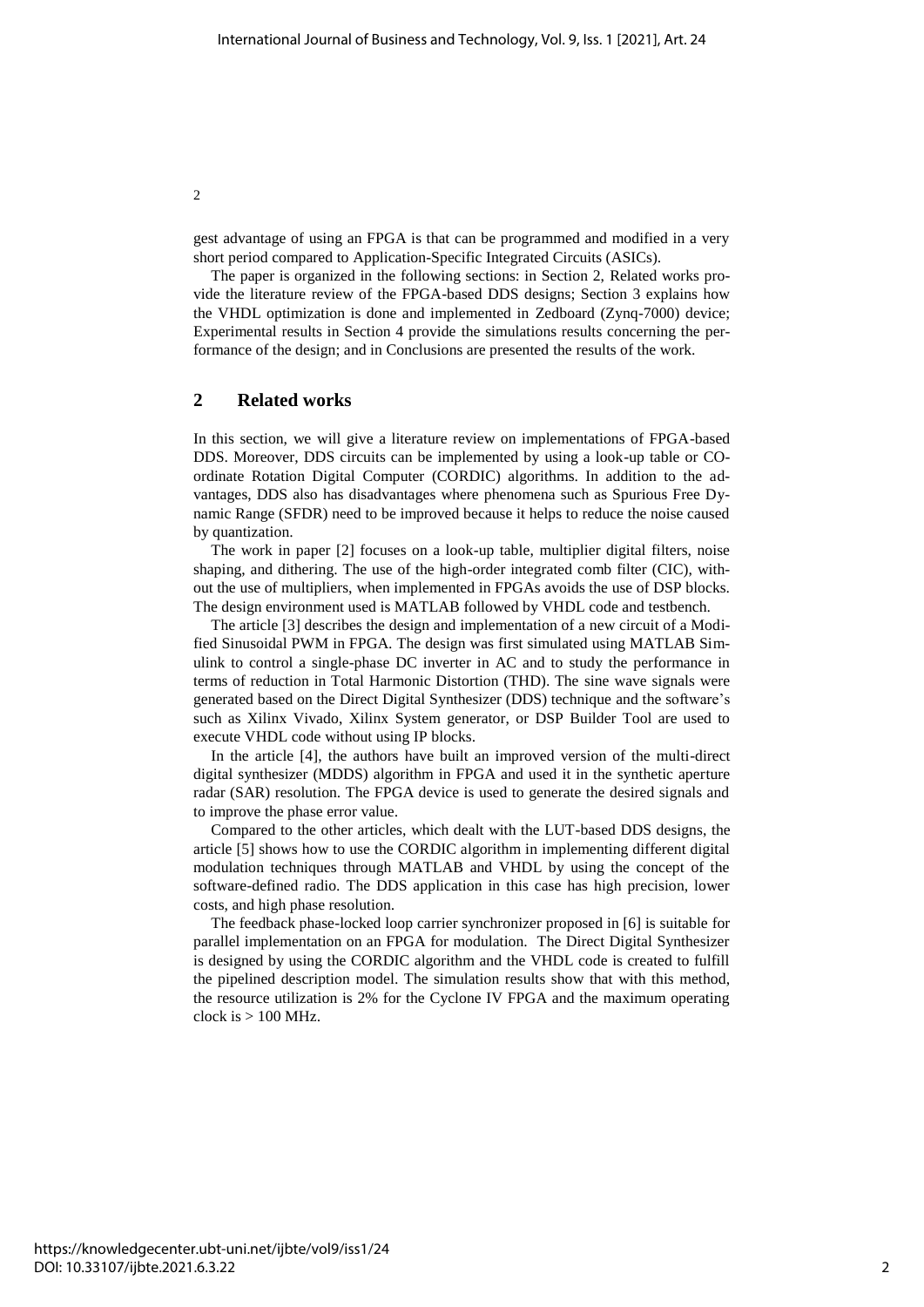gest advantage of using an FPGA is that can be programmed and modified in a very short period compared to Application-Specific Integrated Circuits (ASICs).

The paper is organized in the following sections: in Section 2, Related works provide the literature review of the FPGA-based DDS designs; Section 3 explains how the VHDL optimization is done and implemented in Zedboard (Zynq-7000) device; Experimental results in Section 4 provide the simulations results concerning the performance of the design; and in Conclusions are presented the results of the work.

## 2 Related works

In this section, we will give a literature review on implementations of FPGA-based DDS. Moreover, DDS circuits can be implemented by using a look-up table or COordinate Rotation Digital Computer (CORDIC) algorithms. In addition to the advantages, DDS also has disadvantages where phenomena such as Spurious Free Dynamic Range (SFDR) need to be improved because it helps to reduce the noise caused by quantization.

The work in paper [2] focuses on a look-up table, multiplier digital filters, noise shaping, and dithering. The use of the high-order integrated comb filter (CIC), without the use of multipliers, when implemented in FPGAs avoids the use of DSP blocks. The design environment used is MATLAB followed by VHDL code and testbench.

The article [3] describes the design and implementation of a new circuit of a Modified Sinusoidal PWM in FPGA. The design was first simulated using MATLAB Simulink to control a single-phase DC inverter in AC and to study the performance in terms of reduction in Total Harmonic Distortion (THD). The sine wave signals were generated based on the Direct Digital Synthesizer (DDS) technique and the software's such as Xilinx Vivado, Xilinx System generator, or DSP Builder Tool are used to execute VHDL code without using IP blocks.

In the article [4], the authors have built an improved version of the multi-direct digital synthesizer (MDDS) algorithm in FPGA and used it in the synthetic aperture radar (SAR) resolution. The FPGA device is used to generate the desired signals and to improve the phase error value.

Compared to the other articles, which dealt with the LUT-based DDS designs, the article [5] shows how to use the CORDIC algorithm in implementing different digital modulation techniques through MATLAB and VHDL by using the concept of the software-defined radio. The DDS application in this case has high precision, lower costs, and high phase resolution.

The feedback phase-locked loop carrier synchronizer proposed in [6] is suitable for parallel implementation on an FPGA for modulation. The Direct Digital Synthesizer is designed by using the CORDIC algorithm and the VHDL code is created to fulfill the pipelined description model. The simulation results show that with this method, the resource utilization is 2% for the Cyclone IV FPGA and the maximum operating clock is > 100 MHz.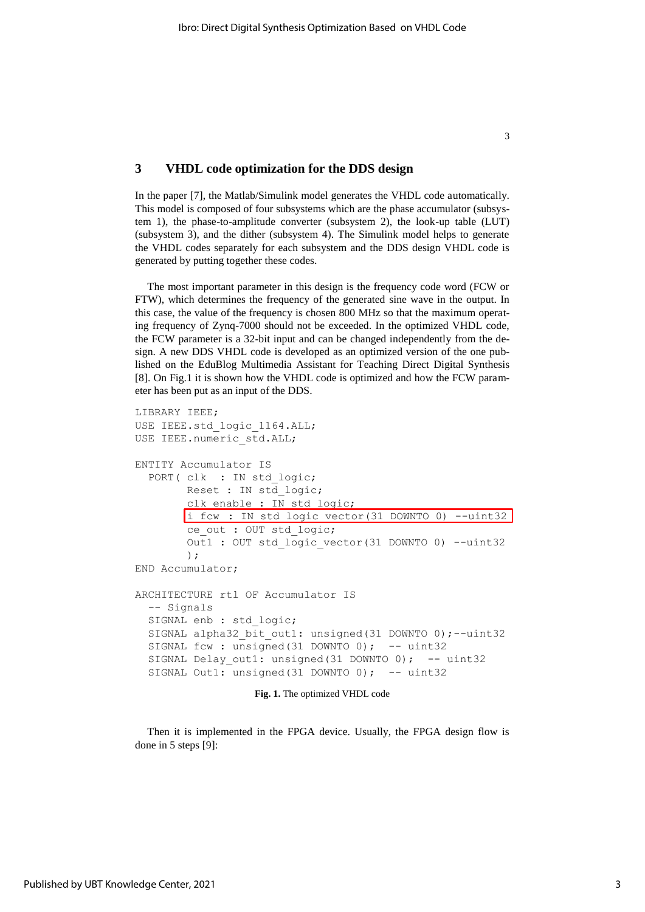## 3 VHDL code optimization for the DDS design

In the paper [7], the Matlab/Simulink model generates the VHDL code automatically. This model is composed of four subsystems which are the phase accumulator (subsystem 1), the phase-to-amplitude converter (subsystem 2), the look-up table (LUT) (subsystem 3), and the dither (subsystem 4). The Simulink model helps to generate the VHDL codes separately for each subsystem and the DDS design VHDL code is generated by putting together these codes.

The most important parameter in this design is the frequency code word (FCW or FTW), which determines the frequency of the generated sine wave in the output. In this case, the value of the frequency is chosen 800 MHz so that the maximum operating frequency of Zynq-7000 should not be exceeded. In the optimized VHDL code, the FCW parameter is a 32-bit input and can be changed independently from the design. A new DDS VHDL code is developed as an optimized version of the one published on the EduBlog Multimedia Assistant for Teaching Direct Digital Synthesis [8]. On Fig.1 it is shown how the VHDL code is optimized and how the FCW parameter has been put as an input of the DDS.

```
LIBRARY IEEE;
USE IEEE.std_logic_1164.ALL;
USE IEEE.numeric_std.ALL;

ENTITY Accumulator IS
  PORT( clk  : IN std_logic;
        Reset : IN std_logic;
        clk_enable : IN std_logic;
        i_fcw  : IN std_logic_vector(31 DOWNTO 0) --uint32
        ce_out : OUT std_logic;
        Out1 : OUT std_logic_vector(31 DOWNTO 0) --uint32
        );
END Accumulator;

ARCHITECTURE rtl OF Accumulator IS
  -- Signals
  SIGNAL enb : std_logic;
  SIGNAL alpha32_bit_out1: unsigned(31 DOWNTO 0);--uint32
  SIGNAL fcw : unsigned(31 DOWNTO 0);  -- uint32
  SIGNAL Delay_out1: unsigned(31 DOWNTO 0);  -- uint32
  SIGNAL Out1: unsigned(31 DOWNTO 0);  -- uint32
```

**Fig. 1.** The optimized VHDL code

Then it is implemented in the FPGA device. Usually, the FPGA design flow is done in 5 steps [9]: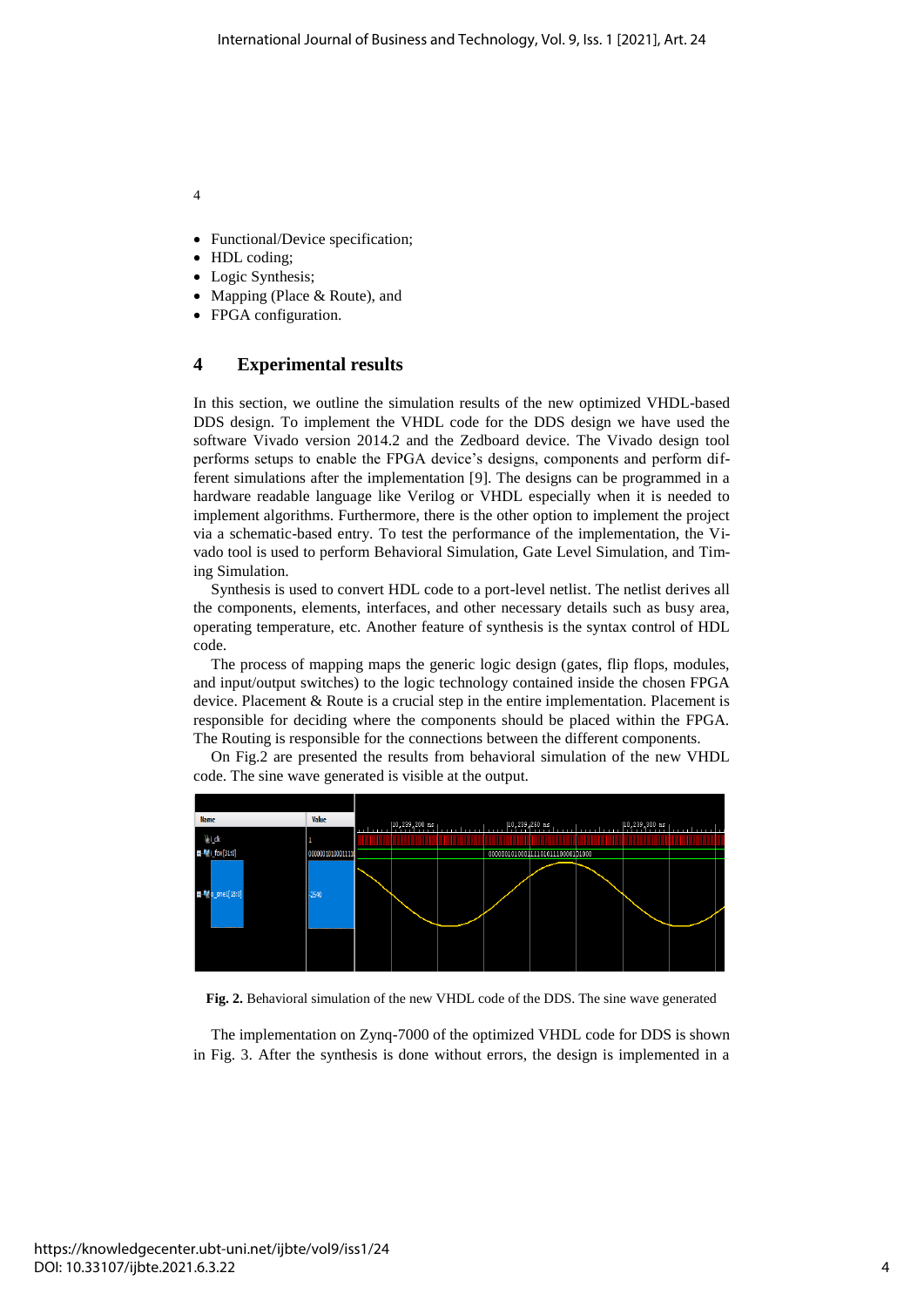- Functional/Device specification;
- HDL coding;
- Logic Synthesis;
- Mapping (Place & Route), and
- FPGA configuration.

## 4 Experimental results

In this section, we outline the simulation results of the new optimized VHDL-based DDS design. To implement the VHDL code for the DDS design we have used the software Vivado version 2014.2 and the Zedboard device. The Vivado design tool performs setups to enable the FPGA device's designs, components and perform different simulations after the implementation [9]. The designs can be programmed in a hardware readable language like Verilog or VHDL especially when it is needed to implement algorithms. Furthermore, there is the other option to implement the project via a schematic-based entry. To test the performance of the implementation, the Vivado tool is used to perform Behavioral Simulation, Gate Level Simulation, and Timing Simulation.

Synthesis is used to convert HDL code to a port-level netlist. The netlist derives all the components, elements, interfaces, and other necessary details such as busy area, operating temperature, etc. Another feature of synthesis is the syntax control of HDL code.

The process of mapping maps the generic logic design (gates, flip flops, modules, and input/output switches) to the logic technology contained inside the chosen FPGA device. Placement & Route is a crucial step in the entire implementation. Placement is responsible for deciding where the components should be placed within the FPGA. The Routing is responsible for the connections between the different components.

On Fig.2 are presented the results from behavioral simulation of the new VHDL code. The sine wave generated is visible at the output.

**Fig. 2.** Behavioral simulation of the new VHDL code of the DDS. The sine wave generated

The implementation on Zynq-7000 of the optimized VHDL code for DDS is shown in Fig. 3. After the synthesis is done without errors, the design is implemented in a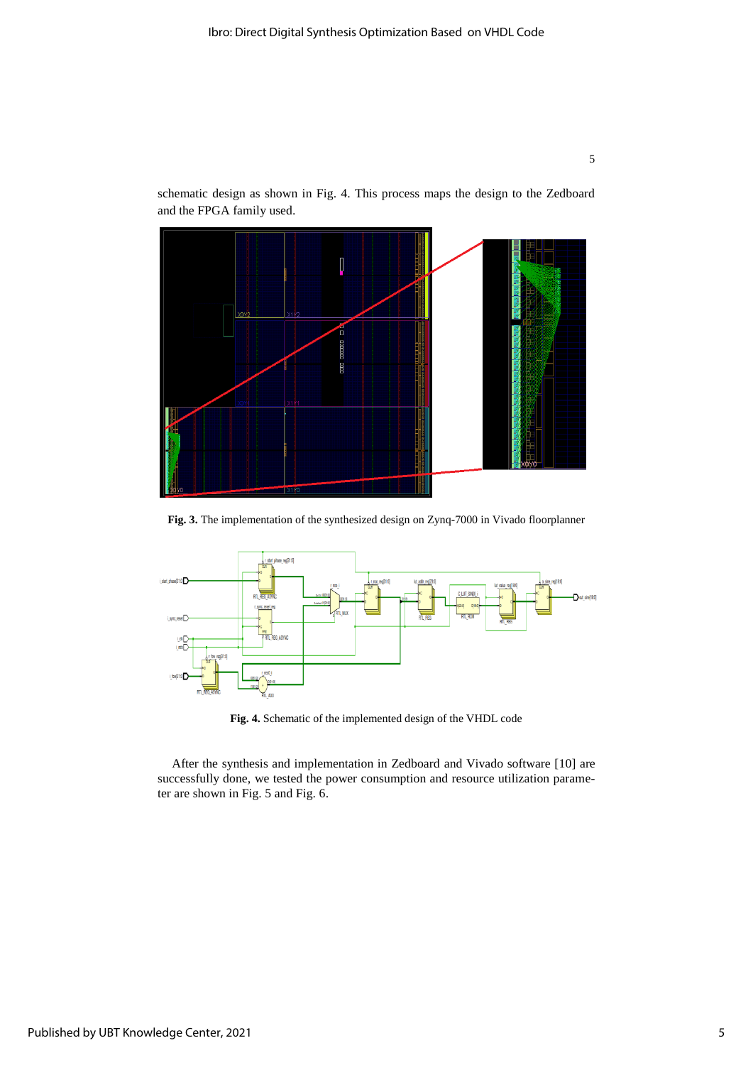schematic design as shown in Fig. 4. This process maps the design to the Zedboard and the FPGA family used.

**Fig. 3.** The implementation of the synthesized design on Zynq-7000 in Vivado floorplanner

**Fig. 4.** Schematic of the implemented design of the VHDL code

After the synthesis and implementation in Zedboard and Vivado software [10] are successfully done, we tested the power consumption and resource utilization parameter are shown in Fig. 5 and Fig. 6.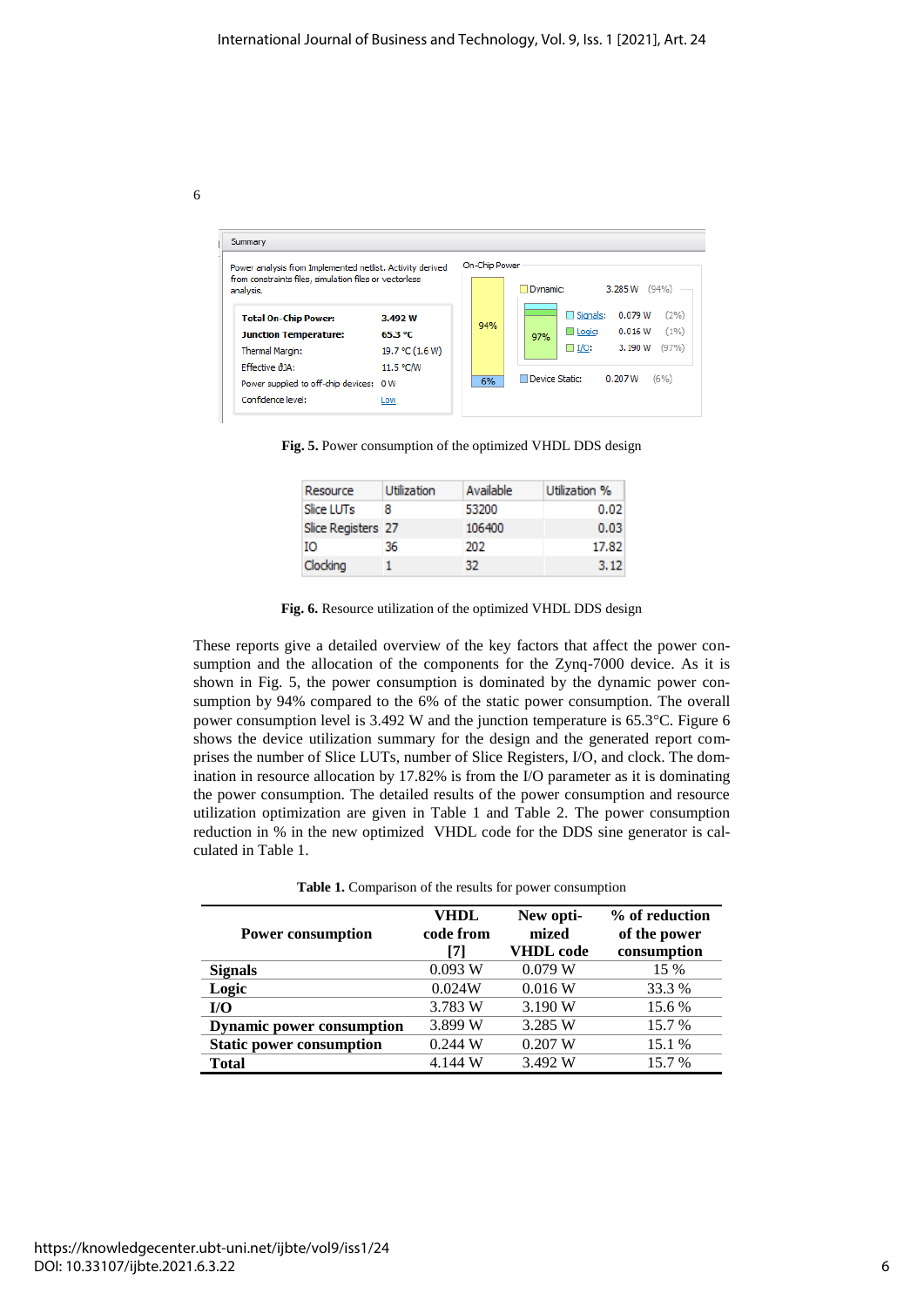Summary

Power analysis from Implemented netlist. Activity derived from constraints files, simulation files or vectorless analysis.

| | |
|---|---|
| **Total On-Chip Power:** | **3.492 W** |
| **Junction Temperature:** | **65.3 °C** |
| Thermal Margin: | 19.7 °C (1.6 W) |
| Effective ϑJA: | 11.5 °C/W |
| Power supplied to off-chip devices: | 0 W |
| Confidence level: | Low |

On-Chip Power

| | | | |
|---|---|---|---|
| Dynamic: | | 3.285 W | (94%) |
| | Signals: | 0.079 W | (2%) |
| | Logic: | 0.016 W | (1%) |
| | I/O: | 3.190 W | (97%) |
| Device Static: | | 0.207 W | (6%) |

**Fig. 5.** Power consumption of the optimized VHDL DDS design

| Resource | Utilization | Available | Utilization % |
|---|---|---|---|
| Slice LUTs | 8 | 53200 | 0.02 |
| Slice Registers | 27 | 106400 | 0.03 |
| IO | 36 | 202 | 17.82 |
| Clocking | 1 | 32 | 3.12 |

**Fig. 6.** Resource utilization of the optimized VHDL DDS design

These reports give a detailed overview of the key factors that affect the power consumption and the allocation of the components for the Zynq-7000 device. As it is shown in Fig. 5, the power consumption is dominated by the dynamic power consumption by 94% compared to the 6% of the static power consumption. The overall power consumption level is 3.492 W and the junction temperature is 65.3°C. Figure 6 shows the device utilization summary for the design and the generated report comprises the number of Slice LUTs, number of Slice Registers, I/O, and clock. The domination in resource allocation by 17.82% is from the I/O parameter as it is dominating the power consumption. The detailed results of the power consumption and resource utilization optimization are given in Table 1 and Table 2. The power consumption reduction in % in the new optimized VHDL code for the DDS sine generator is calculated in Table 1.

**Table 1.** Comparison of the results for power consumption

| Power consumption | VHDL code from [7] | New optimized VHDL code | % of reduction of the power consumption |
|---|---|---|---|
| **Signals** | 0.093 W | 0.079 W | 15 % |
| **Logic** | 0.024W | 0.016 W | 33.3 % |
| **I/O** | 3.783 W | 3.190 W | 15.6 % |
| **Dynamic power consumption** | 3.899 W | 3.285 W | 15.7 % |
| **Static power consumption** | 0.244 W | 0.207 W | 15.1 % |
| **Total** | 4.144 W | 3.492 W | 15.7 % |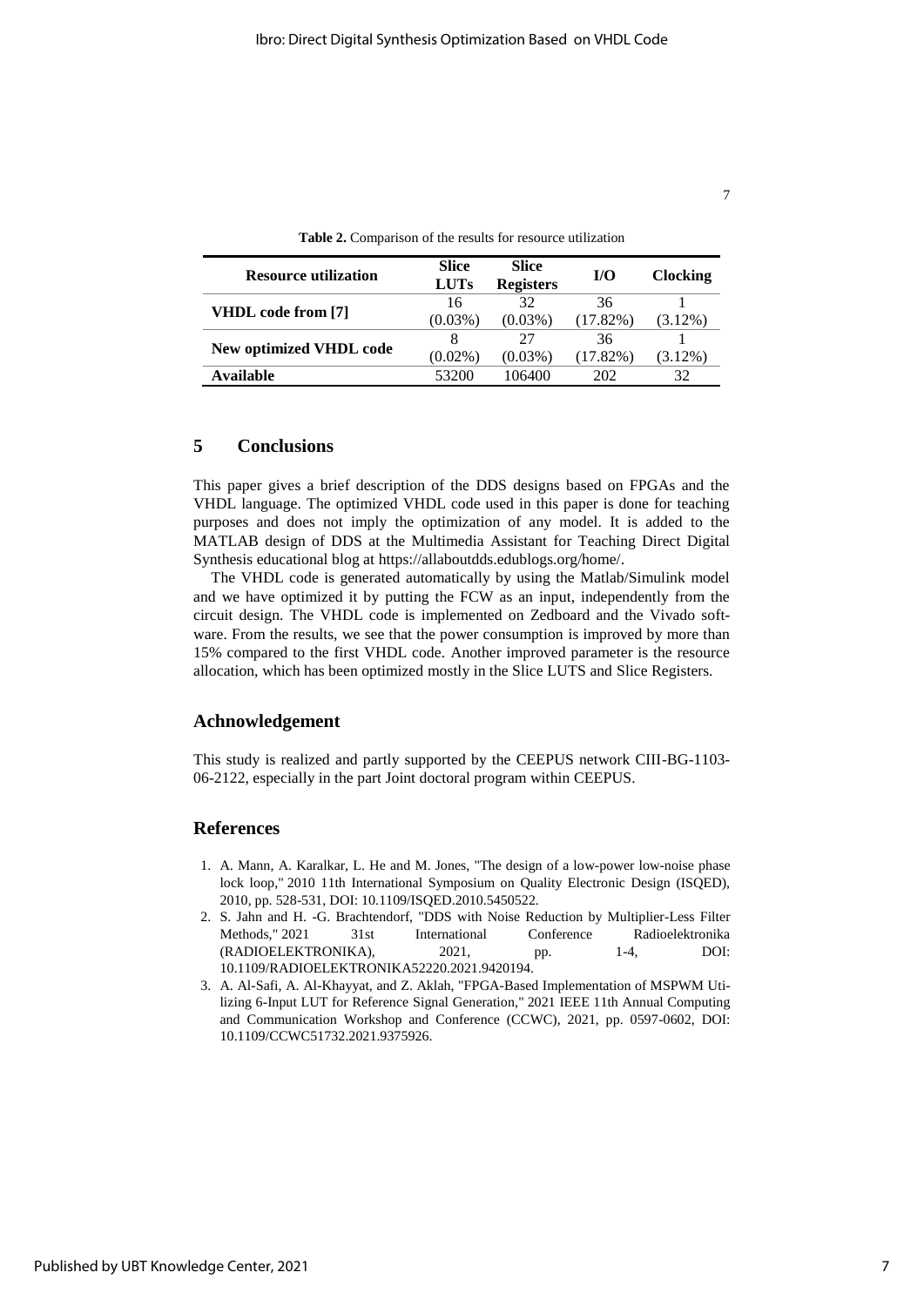**Table 2.** Comparison of the results for resource utilization

| Resource utilization | Slice LUTs | Slice Registers | I/O | Clocking |
|---|---|---|---|---|
| **VHDL code from [7]** | 16 (0.03%) | 32 (0.03%) | 36 (17.82%) | 1 (3.12%) |
| **New optimized VHDL code** | 8 (0.02%) | 27 (0.03%) | 36 (17.82%) | 1 (3.12%) |
| **Available** | 53200 | 106400 | 202 | 32 |

## 5 Conclusions

This paper gives a brief description of the DDS designs based on FPGAs and the VHDL language. The optimized VHDL code used in this paper is done for teaching purposes and does not imply the optimization of any model. It is added to the MATLAB design of DDS at the Multimedia Assistant for Teaching Direct Digital Synthesis educational blog at https://allaboutdds.edublogs.org/home/.

The VHDL code is generated automatically by using the Matlab/Simulink model and we have optimized it by putting the FCW as an input, independently from the circuit design. The VHDL code is implemented on Zedboard and the Vivado software. From the results, we see that the power consumption is improved by more than 15% compared to the first VHDL code. Another improved parameter is the resource allocation, which has been optimized mostly in the Slice LUTS and Slice Registers.

## Achnowledgement

This study is realized and partly supported by the CEEPUS network CIII-BG-1103-06-2122, especially in the part Joint doctoral program within CEEPUS.

## References

1. A. Mann, A. Karalkar, L. He and M. Jones, "The design of a low-power low-noise phase lock loop," 2010 11th International Symposium on Quality Electronic Design (ISQED), 2010, pp. 528-531, DOI: 10.1109/ISQED.2010.5450522.
2. S. Jahn and H. -G. Brachtendorf, "DDS with Noise Reduction by Multiplier-Less Filter Methods," 2021 31st International Conference Radioelektronika (RADIOELEKTRONIKA), 2021, pp. 1-4, DOI: 10.1109/RADIOELEKTRONIKA52220.2021.9420194.
3. A. Al-Safi, A. Al-Khayyat, and Z. Aklah, "FPGA-Based Implementation of MSPWM Utilizing 6-Input LUT for Reference Signal Generation," 2021 IEEE 11th Annual Computing and Communication Workshop and Conference (CCWC), 2021, pp. 0597-0602, DOI: 10.1109/CCWC51732.2021.9375926.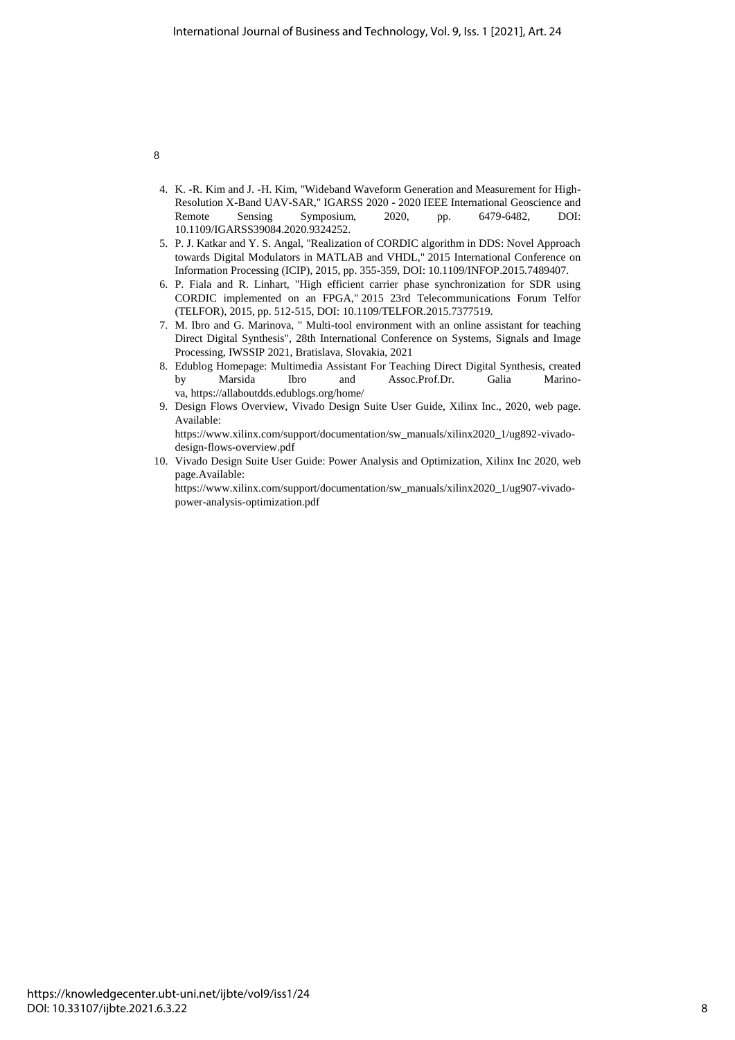4. K. -R. Kim and J. -H. Kim, "Wideband Waveform Generation and Measurement for High-Resolution X-Band UAV-SAR," IGARSS 2020 - 2020 IEEE International Geoscience and Remote Sensing Symposium, 2020, pp. 6479-6482, DOI: 10.1109/IGARSS39084.2020.9324252.
5. P. J. Katkar and Y. S. Angal, "Realization of CORDIC algorithm in DDS: Novel Approach towards Digital Modulators in MATLAB and VHDL," 2015 International Conference on Information Processing (ICIP), 2015, pp. 355-359, DOI: 10.1109/INFOP.2015.7489407.
6. P. Fiala and R. Linhart, "High efficient carrier phase synchronization for SDR using CORDIC implemented on an FPGA," 2015 23rd Telecommunications Forum Telfor (TELFOR), 2015, pp. 512-515, DOI: 10.1109/TELFOR.2015.7377519.
7. M. Ibro and G. Marinova, " Multi-tool environment with an online assistant for teaching Direct Digital Synthesis", 28th International Conference on Systems, Signals and Image Processing, IWSSIP 2021, Bratislava, Slovakia, 2021
8. Edublog Homepage: Multimedia Assistant For Teaching Direct Digital Synthesis, created by Marsida Ibro and Assoc.Prof.Dr. Galia Marinova, https://allaboutdds.edublogs.org/home/
9. Design Flows Overview, Vivado Design Suite User Guide, Xilinx Inc., 2020, web page. Available: https://www.xilinx.com/support/documentation/sw_manuals/xilinx2020_1/ug892-vivado-design-flows-overview.pdf
10. Vivado Design Suite User Guide: Power Analysis and Optimization, Xilinx Inc 2020, web page.Available: https://www.xilinx.com/support/documentation/sw_manuals/xilinx2020_1/ug907-vivado-power-analysis-optimization.pdf